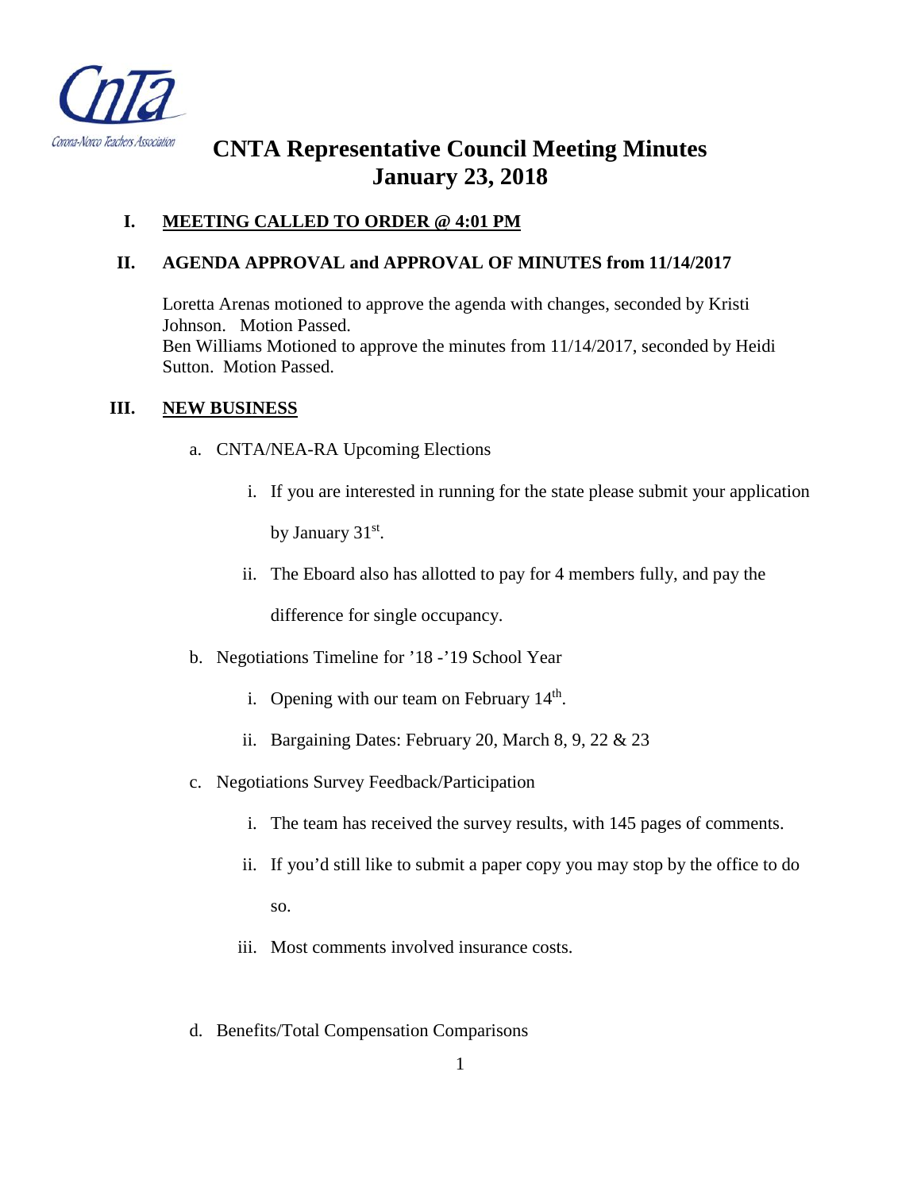CnTa

Corona-Norco Teachers Association

# CNTA Representative Council Meeting Minutes
# January 23, 2018

**I. MEETING CALLED TO ORDER @ 4:01 PM**

**II. AGENDA APPROVAL and APPROVAL OF MINUTES from 11/14/2017**

Loretta Arenas motioned to approve the agenda with changes, seconded by Kristi Johnson. Motion Passed.
Ben Williams Motioned to approve the minutes from 11/14/2017, seconded by Heidi Sutton. Motion Passed.

**III. NEW BUSINESS**

a. CNTA/NEA-RA Upcoming Elections

i. If you are interested in running for the state please submit your application by January 31st.

ii. The Eboard also has allotted to pay for 4 members fully, and pay the difference for single occupancy.

b. Negotiations Timeline for '18 -'19 School Year

i. Opening with our team on February 14th.

ii. Bargaining Dates: February 20, March 8, 9, 22 & 23

c. Negotiations Survey Feedback/Participation

i. The team has received the survey results, with 145 pages of comments.

ii. If you'd still like to submit a paper copy you may stop by the office to do so.

iii. Most comments involved insurance costs.

d. Benefits/Total Compensation Comparisons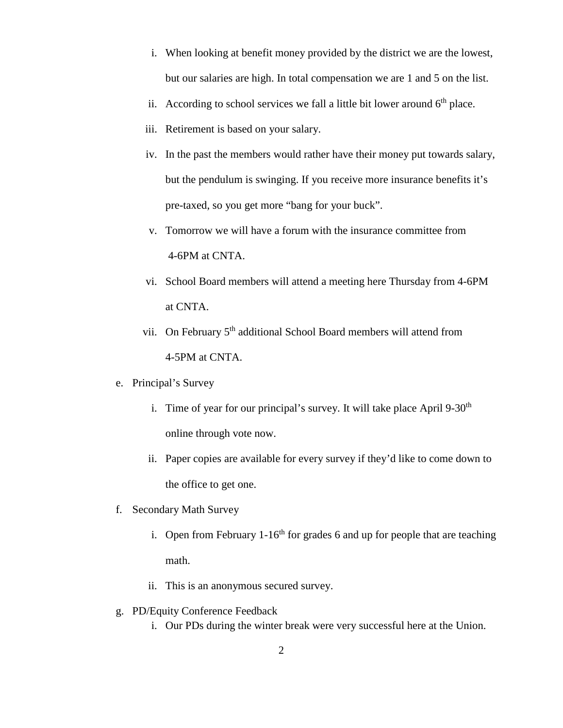i. When looking at benefit money provided by the district we are the lowest, but our salaries are high. In total compensation we are 1 and 5 on the list.

ii. According to school services we fall a little bit lower around 6th place.

iii. Retirement is based on your salary.

iv. In the past the members would rather have their money put towards salary, but the pendulum is swinging. If you receive more insurance benefits it's pre-taxed, so you get more "bang for your buck".

v. Tomorrow we will have a forum with the insurance committee from 4-6PM at CNTA.

vi. School Board members will attend a meeting here Thursday from 4-6PM at CNTA.

vii. On February 5th additional School Board members will attend from 4-5PM at CNTA.

e. Principal's Survey

i. Time of year for our principal's survey. It will take place April 9-30th online through vote now.

ii. Paper copies are available for every survey if they'd like to come down to the office to get one.

f. Secondary Math Survey

i. Open from February 1-16th for grades 6 and up for people that are teaching math.

ii. This is an anonymous secured survey.

g. PD/Equity Conference Feedback

i. Our PDs during the winter break were very successful here at the Union.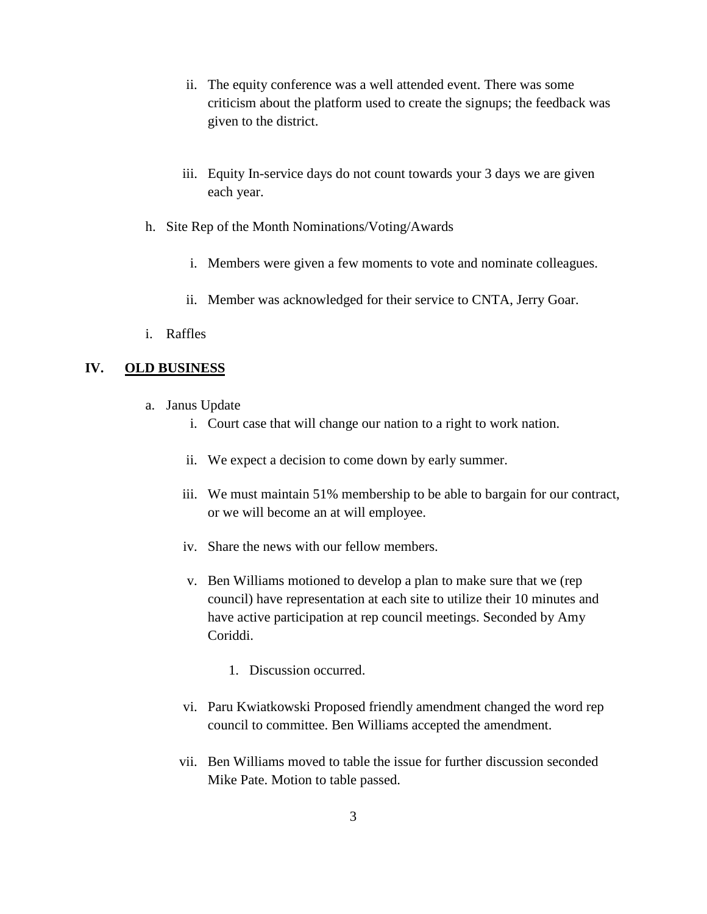ii. The equity conference was a well attended event. There was some criticism about the platform used to create the signups; the feedback was given to the district.

   iii. Equity In-service days do not count towards your 3 days we are given each year.

h. Site Rep of the Month Nominations/Voting/Awards

   i. Members were given a few moments to vote and nominate colleagues.

   ii. Member was acknowledged for their service to CNTA, Jerry Goar.

i. Raffles

## IV. <u>OLD BUSINESS</u>

a. Janus Update

   i. Court case that will change our nation to a right to work nation.

   ii. We expect a decision to come down by early summer.

   iii. We must maintain 51% membership to be able to bargain for our contract, or we will become an at will employee.

   iv. Share the news with our fellow members.

   v. Ben Williams motioned to develop a plan to make sure that we (rep council) have representation at each site to utilize their 10 minutes and have active participation at rep council meetings. Seconded by Amy Coriddi.

      1. Discussion occurred.

   vi. Paru Kwiatkowski Proposed friendly amendment changed the word rep council to committee. Ben Williams accepted the amendment.

   vii. Ben Williams moved to table the issue for further discussion seconded Mike Pate. Motion to table passed.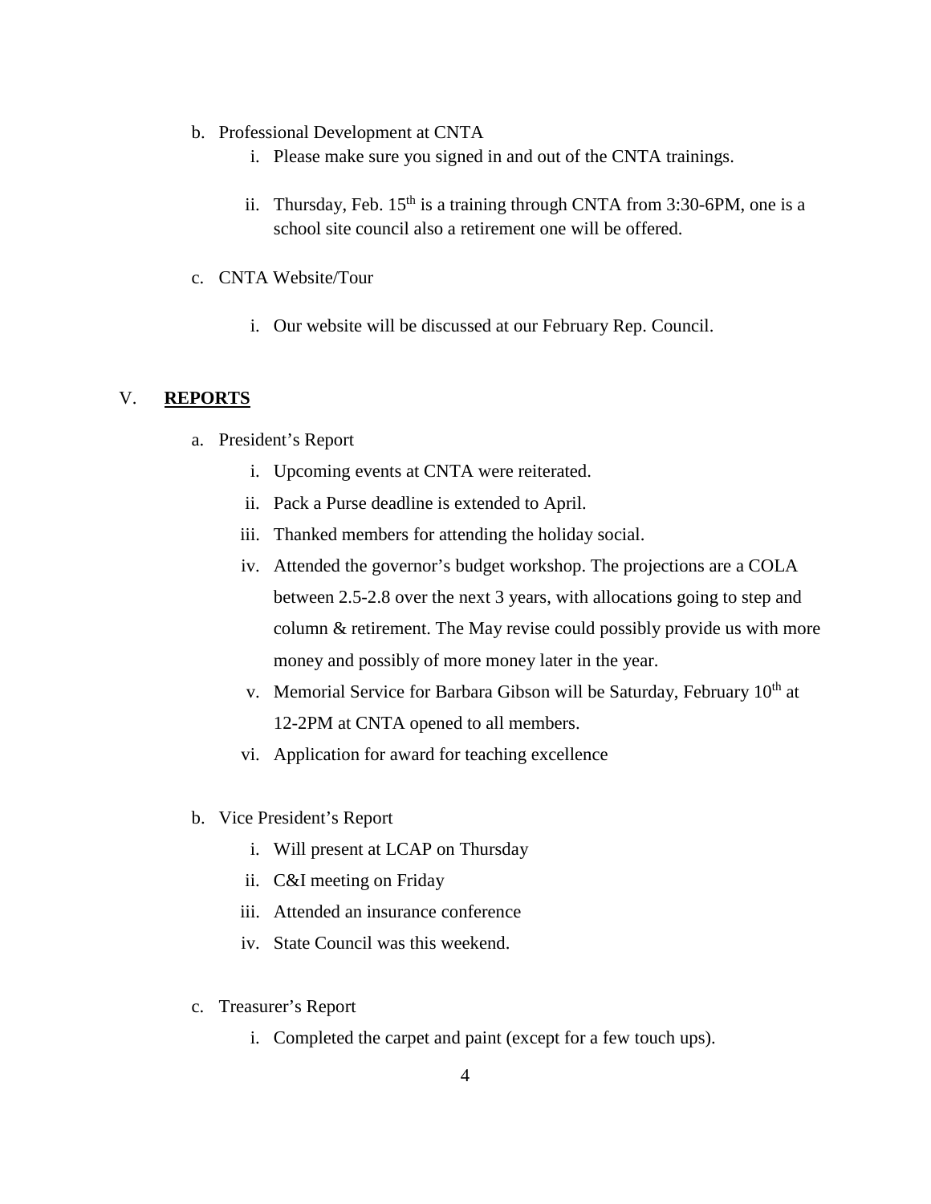b. Professional Development at CNTA

   i. Please make sure you signed in and out of the CNTA trainings.

   ii. Thursday, Feb. 15th is a training through CNTA from 3:30-6PM, one is a school site council also a retirement one will be offered.

c. CNTA Website/Tour

   i. Our website will be discussed at our February Rep. Council.

## V. **REPORTS**

a. President's Report

   i. Upcoming events at CNTA were reiterated.
   ii. Pack a Purse deadline is extended to April.
   iii. Thanked members for attending the holiday social.
   iv. Attended the governor's budget workshop. The projections are a COLA between 2.5-2.8 over the next 3 years, with allocations going to step and column & retirement. The May revise could possibly provide us with more money and possibly of more money later in the year.
   v. Memorial Service for Barbara Gibson will be Saturday, February 10th at 12-2PM at CNTA opened to all members.
   vi. Application for award for teaching excellence

b. Vice President's Report

   i. Will present at LCAP on Thursday
   ii. C&I meeting on Friday
   iii. Attended an insurance conference
   iv. State Council was this weekend.

c. Treasurer's Report

   i. Completed the carpet and paint (except for a few touch ups).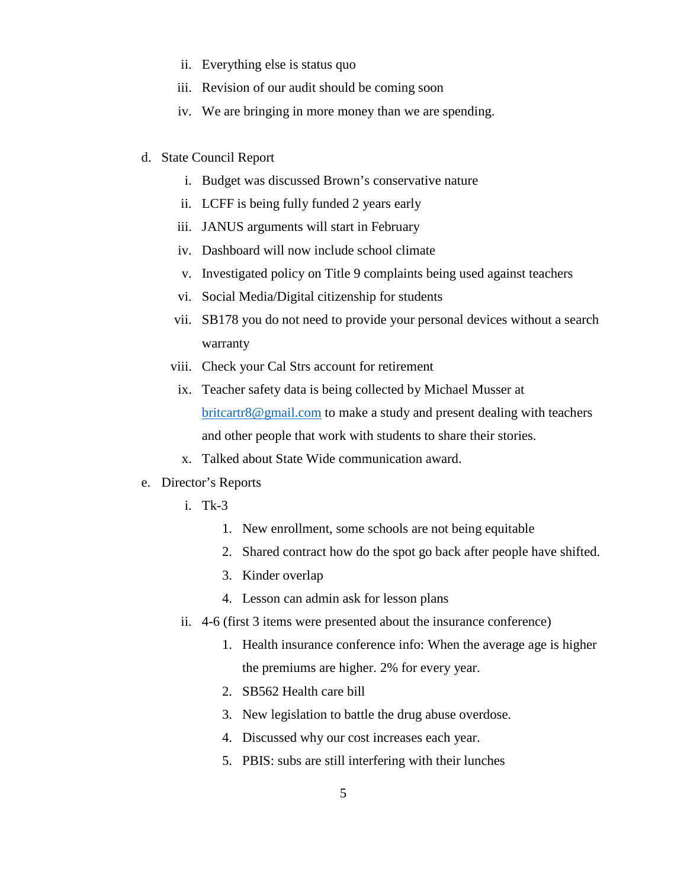ii. Everything else is status quo
   iii. Revision of our audit should be coming soon
   iv. We are bringing in more money than we are spending.

d. State Council Report
   i. Budget was discussed Brown's conservative nature
   ii. LCFF is being fully funded 2 years early
   iii. JANUS arguments will start in February
   iv. Dashboard will now include school climate
   v. Investigated policy on Title 9 complaints being used against teachers
   vi. Social Media/Digital citizenship for students
   vii. SB178 you do not need to provide your personal devices without a search warranty
   viii. Check your Cal Strs account for retirement
   ix. Teacher safety data is being collected by Michael Musser at britcartr8@gmail.com to make a study and present dealing with teachers and other people that work with students to share their stories.
   x. Talked about State Wide communication award.

e. Director's Reports
   i. Tk-3
      1. New enrollment, some schools are not being equitable
      2. Shared contract how do the spot go back after people have shifted.
      3. Kinder overlap
      4. Lesson can admin ask for lesson plans
   ii. 4-6 (first 3 items were presented about the insurance conference)
      1. Health insurance conference info: When the average age is higher the premiums are higher. 2% for every year.
      2. SB562 Health care bill
      3. New legislation to battle the drug abuse overdose.
      4. Discussed why our cost increases each year.
      5. PBIS: subs are still interfering with their lunches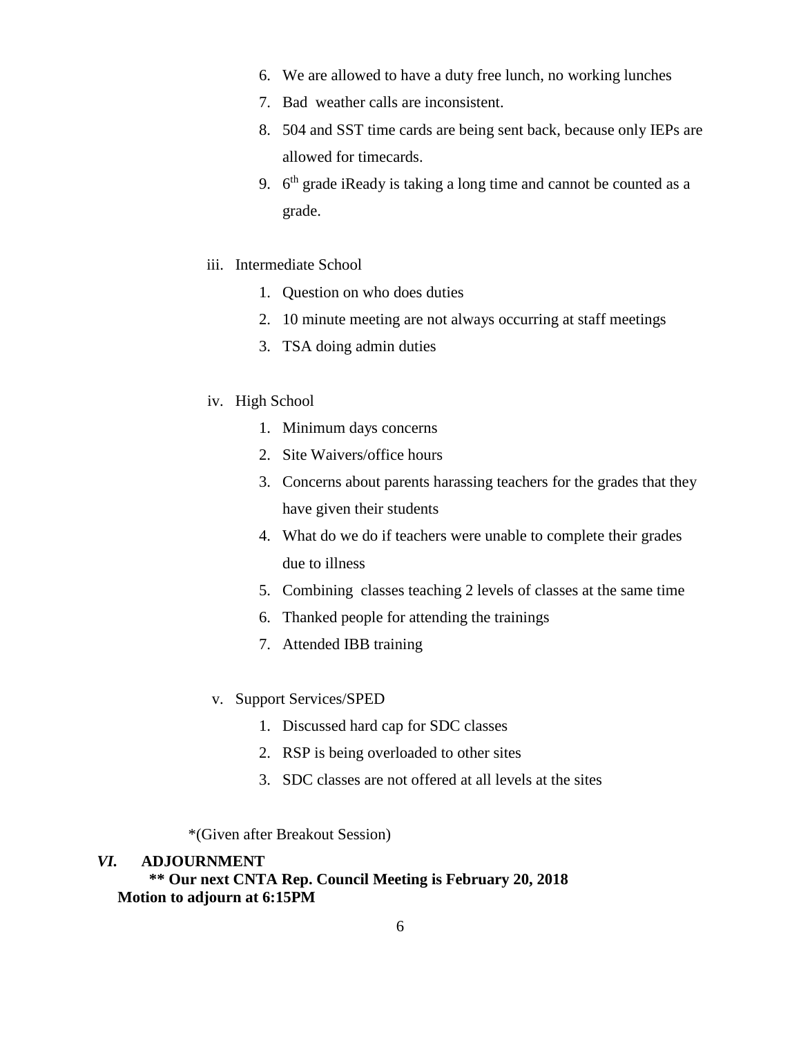6. We are allowed to have a duty free lunch, no working lunches
7. Bad weather calls are inconsistent.
8. 504 and SST time cards are being sent back, because only IEPs are allowed for timecards.
9. 6th grade iReady is taking a long time and cannot be counted as a grade.

iii. Intermediate School

1. Question on who does duties
2. 10 minute meeting are not always occurring at staff meetings
3. TSA doing admin duties

iv. High School

1. Minimum days concerns
2. Site Waivers/office hours
3. Concerns about parents harassing teachers for the grades that they have given their students
4. What do we do if teachers were unable to complete their grades due to illness
5. Combining classes teaching 2 levels of classes at the same time
6. Thanked people for attending the trainings
7. Attended IBB training

v. Support Services/SPED

1. Discussed hard cap for SDC classes
2. RSP is being overloaded to other sites
3. SDC classes are not offered at all levels at the sites

*(Given after Breakout Session)

***VI.* ADJOURNMENT**

**** Our next CNTA Rep. Council Meeting is February 20, 2018**

**Motion to adjourn at 6:15PM**